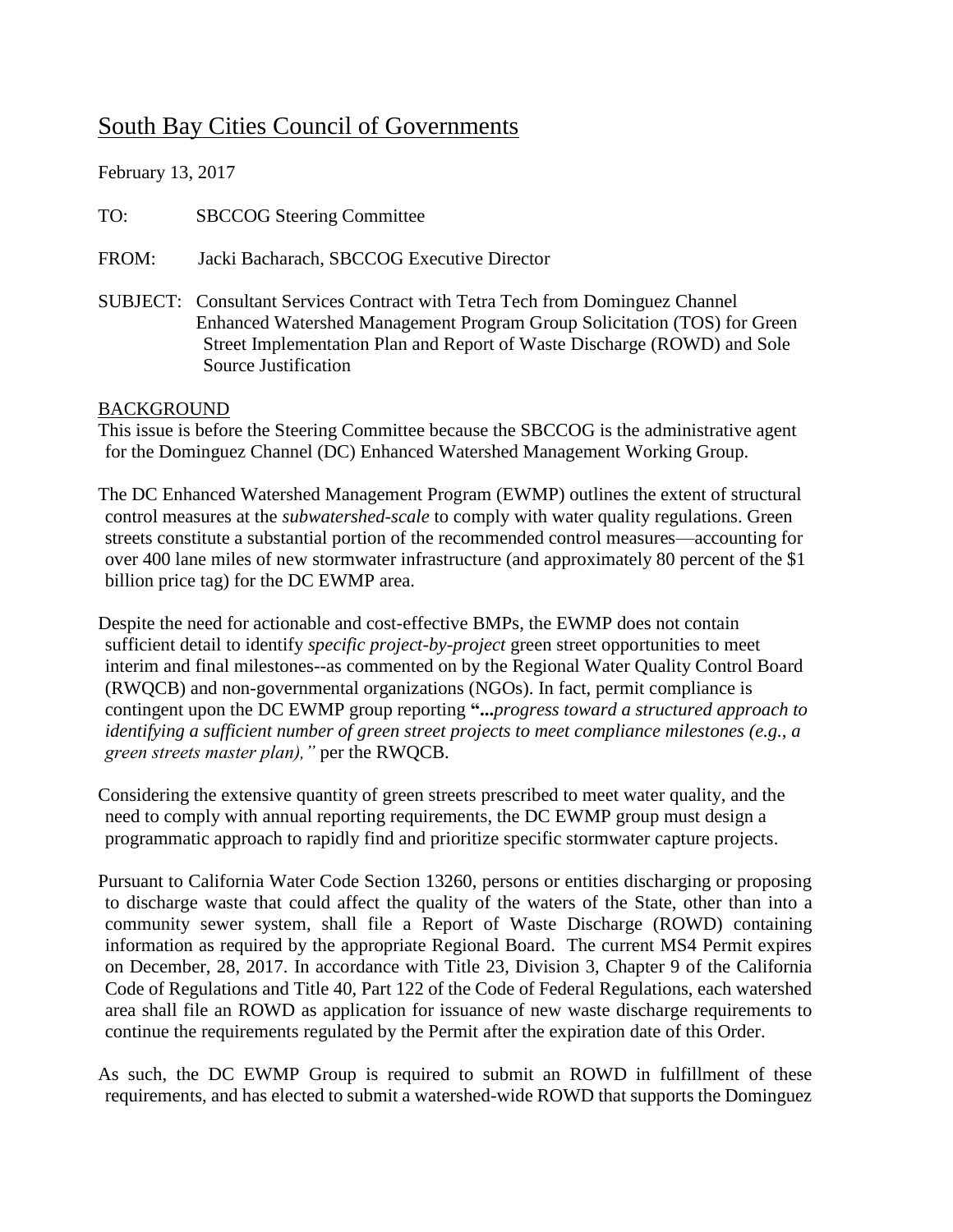# South Bay Cities Council of Governments

February 13, 2017

TO: SBCCOG Steering Committee

FROM: Jacki Bacharach, SBCCOG Executive Director

SUBJECT: Consultant Services Contract with Tetra Tech from Dominguez Channel Enhanced Watershed Management Program Group Solicitation (TOS) for Green Street Implementation Plan and Report of Waste Discharge (ROWD) and Sole Source Justification

## BACKGROUND

This issue is before the Steering Committee because the SBCCOG is the administrative agent for the Dominguez Channel (DC) Enhanced Watershed Management Working Group.

The DC Enhanced Watershed Management Program (EWMP) outlines the extent of structural control measures at the *subwatershed-scale* to comply with water quality regulations. Green streets constitute a substantial portion of the recommended control measures—accounting for over 400 lane miles of new stormwater infrastructure (and approximately 80 percent of the $1 billion price tag) for the DC EWMP area.

Despite the need for actionable and cost-effective BMPs, the EWMP does not contain sufficient detail to identify *specific project-by-project* green street opportunities to meet interim and final milestones--as commented on by the Regional Water Quality Control Board (RWQCB) and non-governmental organizations (NGOs). In fact, permit compliance is contingent upon the DC EWMP group reporting **"...***progress toward a structured approach to identifying a sufficient number of green street projects to meet compliance milestones (e.g., a green streets master plan),"* per the RWQCB.

Considering the extensive quantity of green streets prescribed to meet water quality, and the need to comply with annual reporting requirements, the DC EWMP group must design a programmatic approach to rapidly find and prioritize specific stormwater capture projects.

Pursuant to California Water Code Section 13260, persons or entities discharging or proposing to discharge waste that could affect the quality of the waters of the State, other than into a community sewer system, shall file a Report of Waste Discharge (ROWD) containing information as required by the appropriate Regional Board. The current MS4 Permit expires on December, 28, 2017. In accordance with Title 23, Division 3, Chapter 9 of the California Code of Regulations and Title 40, Part 122 of the Code of Federal Regulations, each watershed area shall file an ROWD as application for issuance of new waste discharge requirements to continue the requirements regulated by the Permit after the expiration date of this Order.

As such, the DC EWMP Group is required to submit an ROWD in fulfillment of these requirements, and has elected to submit a watershed-wide ROWD that supports the Dominguez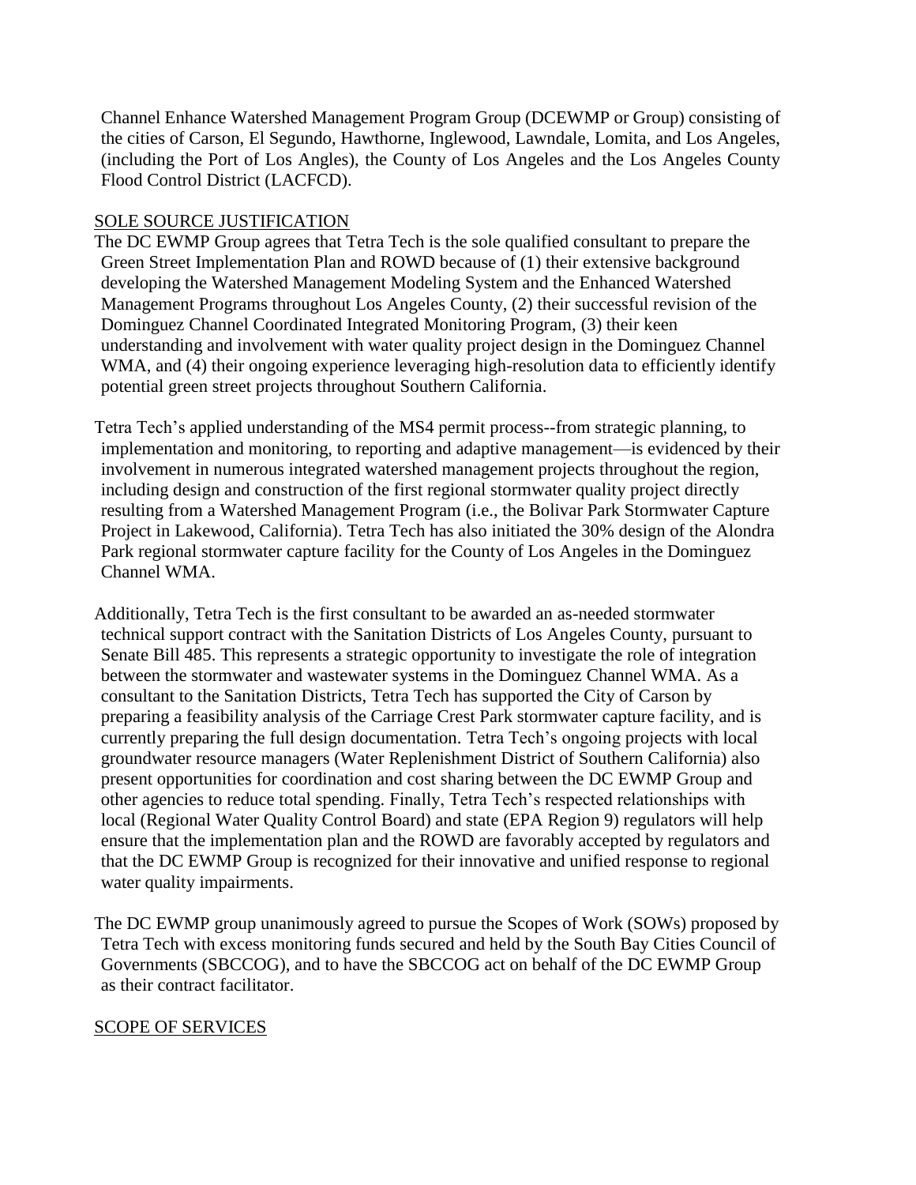Channel Enhance Watershed Management Program Group (DCEWMP or Group) consisting of the cities of Carson, El Segundo, Hawthorne, Inglewood, Lawndale, Lomita, and Los Angeles, (including the Port of Los Angles), the County of Los Angeles and the Los Angeles County Flood Control District (LACFCD).

SOLE SOURCE JUSTIFICATION

The DC EWMP Group agrees that Tetra Tech is the sole qualified consultant to prepare the Green Street Implementation Plan and ROWD because of (1) their extensive background developing the Watershed Management Modeling System and the Enhanced Watershed Management Programs throughout Los Angeles County, (2) their successful revision of the Dominguez Channel Coordinated Integrated Monitoring Program, (3) their keen understanding and involvement with water quality project design in the Dominguez Channel WMA, and (4) their ongoing experience leveraging high-resolution data to efficiently identify potential green street projects throughout Southern California.

Tetra Tech's applied understanding of the MS4 permit process--from strategic planning, to implementation and monitoring, to reporting and adaptive management—is evidenced by their involvement in numerous integrated watershed management projects throughout the region, including design and construction of the first regional stormwater quality project directly resulting from a Watershed Management Program (i.e., the Bolivar Park Stormwater Capture Project in Lakewood, California). Tetra Tech has also initiated the 30% design of the Alondra Park regional stormwater capture facility for the County of Los Angeles in the Dominguez Channel WMA.

Additionally, Tetra Tech is the first consultant to be awarded an as-needed stormwater technical support contract with the Sanitation Districts of Los Angeles County, pursuant to Senate Bill 485. This represents a strategic opportunity to investigate the role of integration between the stormwater and wastewater systems in the Dominguez Channel WMA. As a consultant to the Sanitation Districts, Tetra Tech has supported the City of Carson by preparing a feasibility analysis of the Carriage Crest Park stormwater capture facility, and is currently preparing the full design documentation. Tetra Tech's ongoing projects with local groundwater resource managers (Water Replenishment District of Southern California) also present opportunities for coordination and cost sharing between the DC EWMP Group and other agencies to reduce total spending. Finally, Tetra Tech's respected relationships with local (Regional Water Quality Control Board) and state (EPA Region 9) regulators will help ensure that the implementation plan and the ROWD are favorably accepted by regulators and that the DC EWMP Group is recognized for their innovative and unified response to regional water quality impairments.

The DC EWMP group unanimously agreed to pursue the Scopes of Work (SOWs) proposed by Tetra Tech with excess monitoring funds secured and held by the South Bay Cities Council of Governments (SBCCOG), and to have the SBCCOG act on behalf of the DC EWMP Group as their contract facilitator.

SCOPE OF SERVICES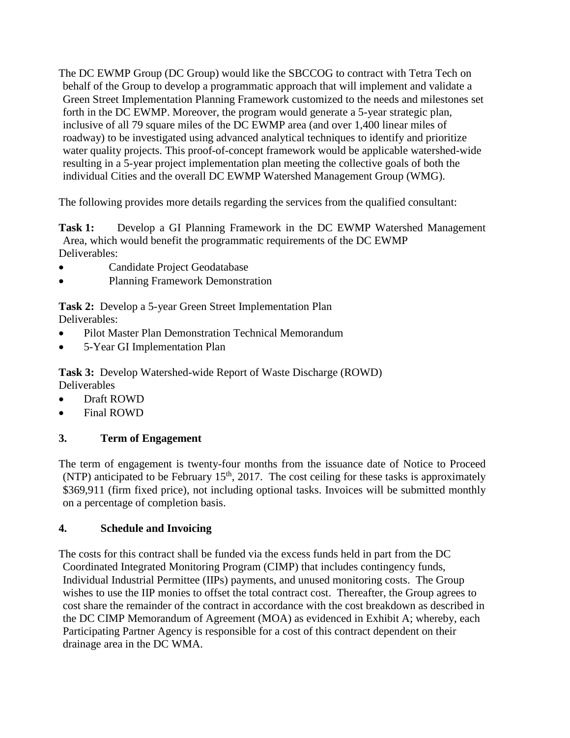The DC EWMP Group (DC Group) would like the SBCCOG to contract with Tetra Tech on behalf of the Group to develop a programmatic approach that will implement and validate a Green Street Implementation Planning Framework customized to the needs and milestones set forth in the DC EWMP. Moreover, the program would generate a 5-year strategic plan, inclusive of all 79 square miles of the DC EWMP area (and over 1,400 linear miles of roadway) to be investigated using advanced analytical techniques to identify and prioritize water quality projects. This proof-of-concept framework would be applicable watershed-wide resulting in a 5-year project implementation plan meeting the collective goals of both the individual Cities and the overall DC EWMP Watershed Management Group (WMG).

The following provides more details regarding the services from the qualified consultant:

**Task 1:** Develop a GI Planning Framework in the DC EWMP Watershed Management Area, which would benefit the programmatic requirements of the DC EWMP
Deliverables:

- Candidate Project Geodatabase
- Planning Framework Demonstration

**Task 2:** Develop a 5-year Green Street Implementation Plan
Deliverables:

- Pilot Master Plan Demonstration Technical Memorandum
- 5-Year GI Implementation Plan

**Task 3:** Develop Watershed-wide Report of Waste Discharge (ROWD)
Deliverables

- Draft ROWD
- Final ROWD

## 3. Term of Engagement

The term of engagement is twenty-four months from the issuance date of Notice to Proceed (NTP) anticipated to be February 15th, 2017. The cost ceiling for these tasks is approximately $369,911 (firm fixed price), not including optional tasks. Invoices will be submitted monthly on a percentage of completion basis.

## 4. Schedule and Invoicing

The costs for this contract shall be funded via the excess funds held in part from the DC Coordinated Integrated Monitoring Program (CIMP) that includes contingency funds, Individual Industrial Permittee (IIPs) payments, and unused monitoring costs. The Group wishes to use the IIP monies to offset the total contract cost. Thereafter, the Group agrees to cost share the remainder of the contract in accordance with the cost breakdown as described in the DC CIMP Memorandum of Agreement (MOA) as evidenced in Exhibit A; whereby, each Participating Partner Agency is responsible for a cost of this contract dependent on their drainage area in the DC WMA.